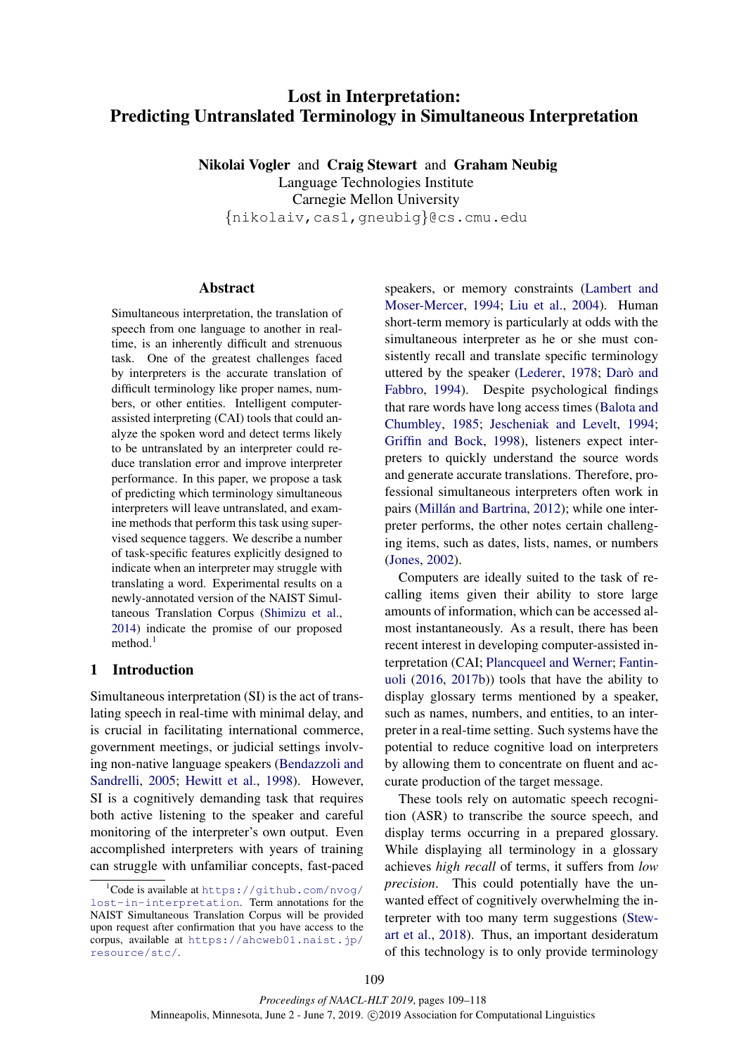# Lost in Interpretation: Predicting Untranslated Terminology in Simultaneous Interpretation

**Nikolai Vogler** and **Craig Stewart** and **Graham Neubig**
Language Technologies Institute
Carnegie Mellon University
{nikolaiv,cas1,gneubig}@cs.cmu.edu

## Abstract

Simultaneous interpretation, the translation of speech from one language to another in real-time, is an inherently difficult and strenuous task. One of the greatest challenges faced by interpreters is the accurate translation of difficult terminology like proper names, numbers, or other entities. Intelligent computer-assisted interpreting (CAI) tools that could analyze the spoken word and detect terms likely to be untranslated by an interpreter could reduce translation error and improve interpreter performance. In this paper, we propose a task of predicting which terminology simultaneous interpreters will leave untranslated, and examine methods that perform this task using supervised sequence taggers. We describe a number of task-specific features explicitly designed to indicate when an interpreter may struggle with translating a word. Experimental results on a newly-annotated version of the NAIST Simultaneous Translation Corpus (Shimizu et al., 2014) indicate the promise of our proposed method.[1]

## 1 Introduction

Simultaneous interpretation (SI) is the act of translating speech in real-time with minimal delay, and is crucial in facilitating international commerce, government meetings, or judicial settings involving non-native language speakers (Bendazzoli and Sandrelli, 2005; Hewitt et al., 1998). However, SI is a cognitively demanding task that requires both active listening to the speaker and careful monitoring of the interpreter's own output. Even accomplished interpreters with years of training can struggle with unfamiliar concepts, fast-paced speakers, or memory constraints (Lambert and Moser-Mercer, 1994; Liu et al., 2004). Human short-term memory is particularly at odds with the simultaneous interpreter as he or she must consistently recall and translate specific terminology uttered by the speaker (Lederer, 1978; Darò and Fabbro, 1994). Despite psychological findings that rare words have long access times (Balota and Chumbley, 1985; Jescheniak and Levelt, 1994; Griffin and Bock, 1998), listeners expect interpreters to quickly understand the source words and generate accurate translations. Therefore, professional simultaneous interpreters often work in pairs (Millán and Bartrina, 2012); while one interpreter performs, the other notes certain challenging items, such as dates, lists, names, or numbers (Jones, 2002).

Computers are ideally suited to the task of recalling items given their ability to store large amounts of information, which can be accessed almost instantaneously. As a result, there has been recent interest in developing computer-assisted interpretation (CAI; Plancqueel and Werner; Fantinuoli (2016, 2017b)) tools that have the ability to display glossary terms mentioned by a speaker, such as names, numbers, and entities, to an interpreter in a real-time setting. Such systems have the potential to reduce cognitive load on interpreters by allowing them to concentrate on fluent and accurate production of the target message.

These tools rely on automatic speech recognition (ASR) to transcribe the source speech, and display terms occurring in a prepared glossary. While displaying all terminology in a glossary achieves *high recall* of terms, it suffers from *low precision*. This could potentially have the unwanted effect of cognitively overwhelming the interpreter with too many term suggestions (Stewart et al., 2018). Thus, an important desideratum of this technology is to only provide terminology

---

[1] Code is available at https://github.com/nvog/lost-in-interpretation. Term annotations for the NAIST Simultaneous Translation Corpus will be provided upon request after confirmation that you have access to the corpus, available at https://ahcweb01.naist.jp/resource/stc/.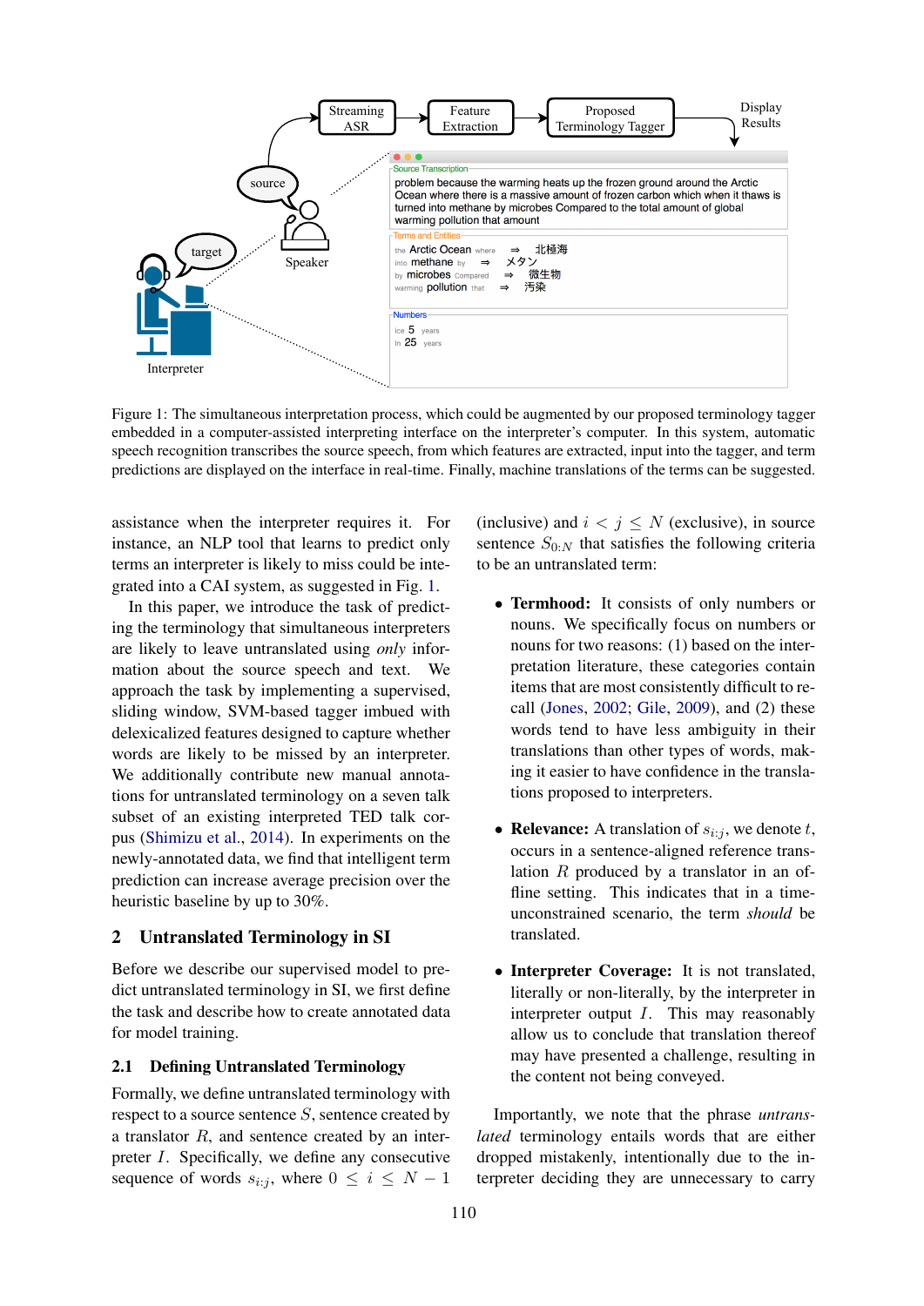Figure 1: The simultaneous interpretation process, which could be augmented by our proposed terminology tagger embedded in a computer-assisted interpreting interface on the interpreter's computer. In this system, automatic speech recognition transcribes the source speech, from which features are extracted, input into the tagger, and term predictions are displayed on the interface in real-time. Finally, machine translations of the terms can be suggested.

assistance when the interpreter requires it. For instance, an NLP tool that learns to predict only terms an interpreter is likely to miss could be integrated into a CAI system, as suggested in Fig. 1.

In this paper, we introduce the task of predicting the terminology that simultaneous interpreters are likely to leave untranslated using *only* information about the source speech and text. We approach the task by implementing a supervised, sliding window, SVM-based tagger imbued with delexicalized features designed to capture whether words are likely to be missed by an interpreter. We additionally contribute new manual annotations for untranslated terminology on a seven talk subset of an existing interpreted TED talk corpus (Shimizu et al., 2014). In experiments on the newly-annotated data, we find that intelligent term prediction can increase average precision over the heuristic baseline by up to 30%.

## 2 Untranslated Terminology in SI

Before we describe our supervised model to predict untranslated terminology in SI, we first define the task and describe how to create annotated data for model training.

### 2.1 Defining Untranslated Terminology

Formally, we define untranslated terminology with respect to a source sentence $S$, sentence created by a translator $R$, and sentence created by an interpreter $I$. Specifically, we define any consecutive sequence of words $s_{i:j}$, where $0 \leq i \leq N-1$ (inclusive) and $i < j \leq N$ (exclusive), in source sentence $S_{0:N}$ that satisfies the following criteria to be an untranslated term:

- **Termhood:** It consists of only numbers or nouns. We specifically focus on numbers or nouns for two reasons: (1) based on the interpretation literature, these categories contain items that are most consistently difficult to recall (Jones, 2002; Gile, 2009), and (2) these words tend to have less ambiguity in their translations than other types of words, making it easier to have confidence in the translations proposed to interpreters.
- **Relevance:** A translation of $s_{i:j}$, we denote $t$, occurs in a sentence-aligned reference translation $R$ produced by a translator in an offline setting. This indicates that in a time-unconstrained scenario, the term *should* be translated.
- **Interpreter Coverage:** It is not translated, literally or non-literally, by the interpreter in interpreter output $I$. This may reasonably allow us to conclude that translation thereof may have presented a challenge, resulting in the content not being conveyed.

Importantly, we note that the phrase *untranslated* terminology entails words that are either dropped mistakenly, intentionally due to the interpreter deciding they are unnecessary to carry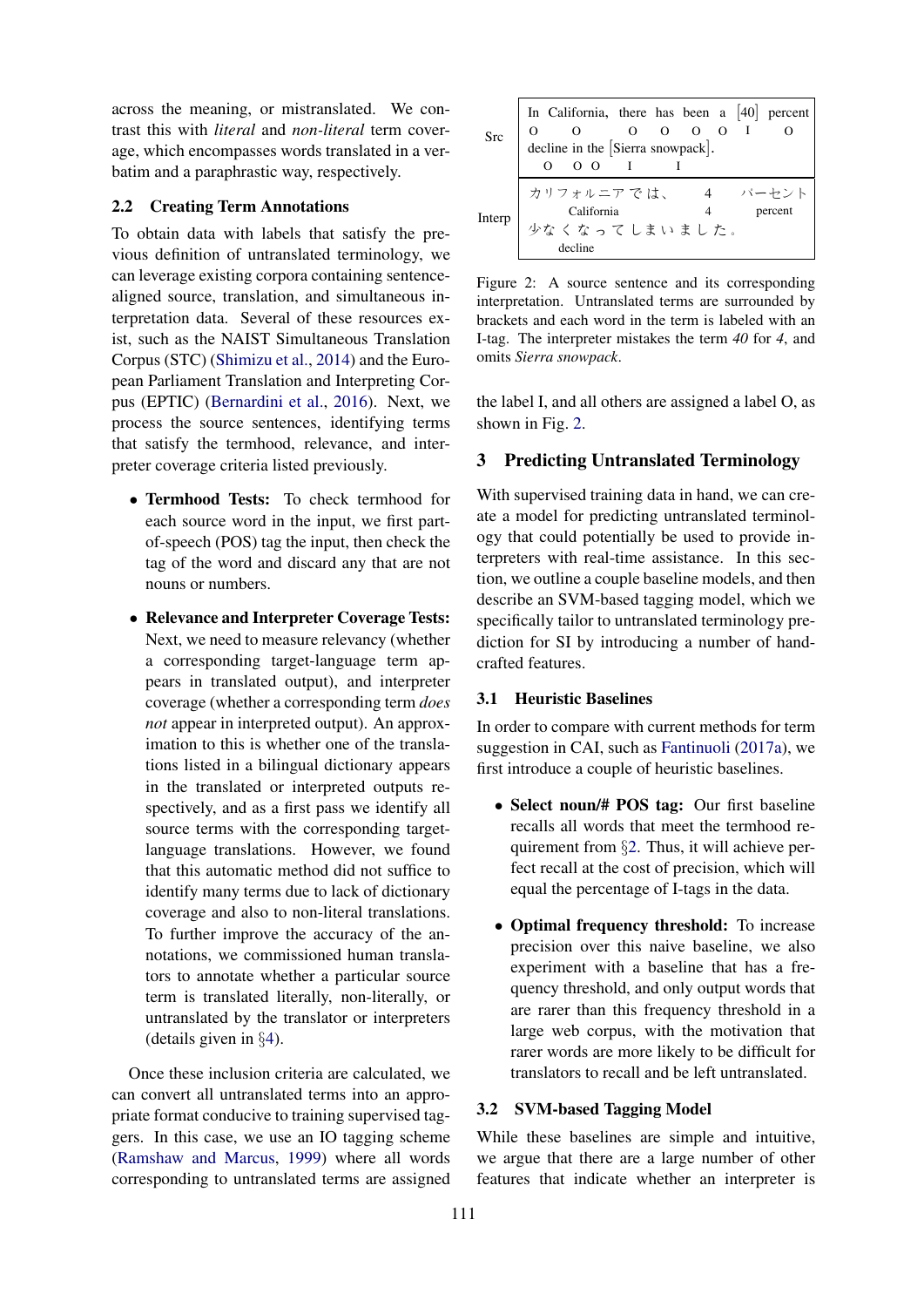across the meaning, or mistranslated. We contrast this with *literal* and *non-literal* term coverage, which encompasses words translated in a verbatim and a paraphrastic way, respectively.

## 2.2 Creating Term Annotations

To obtain data with labels that satisfy the previous definition of untranslated terminology, we can leverage existing corpora containing sentence-aligned source, translation, and simultaneous interpretation data. Several of these resources exist, such as the NAIST Simultaneous Translation Corpus (STC) (Shimizu et al., 2014) and the European Parliament Translation and Interpreting Corpus (EPTIC) (Bernardini et al., 2016). Next, we process the source sentences, identifying terms that satisfy the termhood, relevance, and interpreter coverage criteria listed previously.

- **Termhood Tests:** To check termhood for each source word in the input, we first part-of-speech (POS) tag the input, then check the tag of the word and discard any that are not nouns or numbers.
- **Relevance and Interpreter Coverage Tests:** Next, we need to measure relevancy (whether a corresponding target-language term appears in translated output), and interpreter coverage (whether a corresponding term *does not* appear in interpreted output). An approximation to this is whether one of the translations listed in a bilingual dictionary appears in the translated or interpreted outputs respectively, and as a first pass we identify all source terms with the corresponding target-language translations. However, we found that this automatic method did not suffice to identify many terms due to lack of dictionary coverage and also to non-literal translations. To further improve the accuracy of the annotations, we commissioned human translators to annotate whether a particular source term is translated literally, non-literally, or untranslated by the translator or interpreters (details given in §4).

Once these inclusion criteria are calculated, we can convert all untranslated terms into an appropriate format conducive to training supervised taggers. In this case, we use an IO tagging scheme (Ramshaw and Marcus, 1999) where all words corresponding to untranslated terms are assigned the label I, and all others are assigned a label O, as shown in Fig. 2.

| | |
|---|---|
| Src | In California, there has been a [40] percent decline in the [Sierra snowpack]. |
| | O O O O O O I O O O O I I |
| Interp | カリフォルニアでは、 4 パーセント 少なくなってしまいました。 |
| | California 4 percent decline |

Figure 2: A source sentence and its corresponding interpretation. Untranslated terms are surrounded by brackets and each word in the term is labeled with an I-tag. The interpreter mistakes the term *40* for *4*, and omits *Sierra snowpack*.

# 3 Predicting Untranslated Terminology

With supervised training data in hand, we can create a model for predicting untranslated terminology that could potentially be used to provide interpreters with real-time assistance. In this section, we outline a couple baseline models, and then describe an SVM-based tagging model, which we specifically tailor to untranslated terminology prediction for SI by introducing a number of handcrafted features.

## 3.1 Heuristic Baselines

In order to compare with current methods for term suggestion in CAI, such as Fantinuoli (2017a), we first introduce a couple of heuristic baselines.

- **Select noun/# POS tag:** Our first baseline recalls all words that meet the termhood requirement from §2. Thus, it will achieve perfect recall at the cost of precision, which will equal the percentage of I-tags in the data.
- **Optimal frequency threshold:** To increase precision over this naive baseline, we also experiment with a baseline that has a frequency threshold, and only output words that are rarer than this frequency threshold in a large web corpus, with the motivation that rarer words are more likely to be difficult for translators to recall and be left untranslated.

## 3.2 SVM-based Tagging Model

While these baselines are simple and intuitive, we argue that there are a large number of other features that indicate whether an interpreter is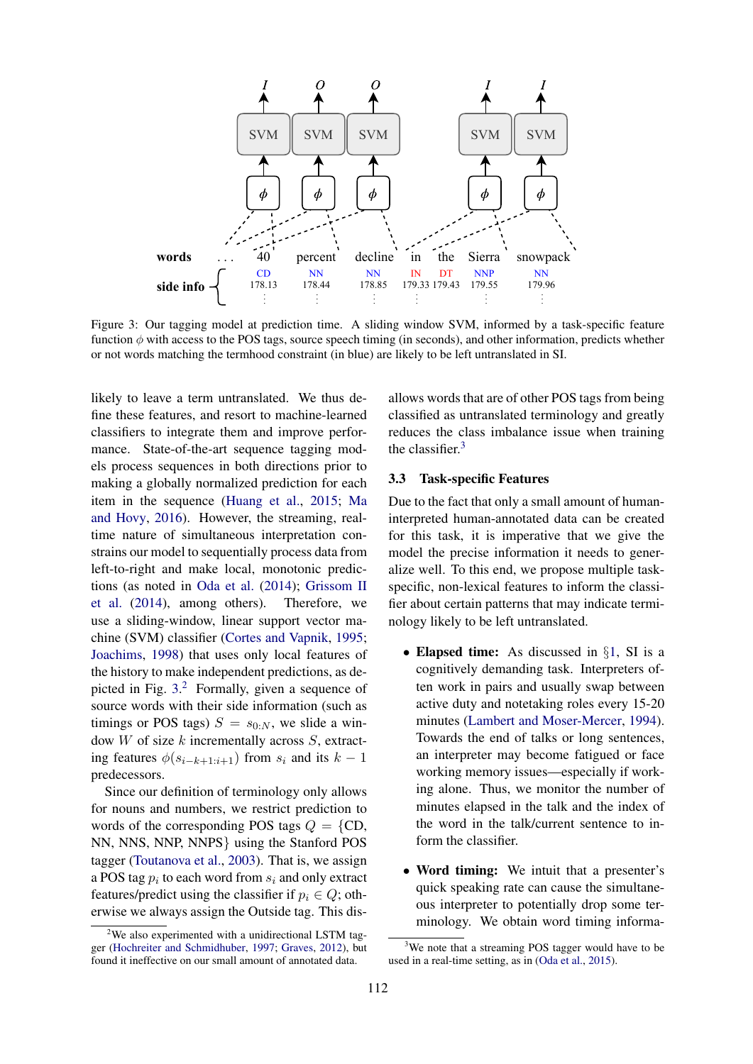Figure 3: Our tagging model at prediction time. A sliding window SVM, informed by a task-specific feature function $\phi$ with access to the POS tags, source speech timing (in seconds), and other information, predicts whether or not words matching the termhood constraint (in blue) are likely to be left untranslated in SI.

likely to leave a term untranslated. We thus define these features, and resort to machine-learned classifiers to integrate them and improve performance. State-of-the-art sequence tagging models process sequences in both directions prior to making a globally normalized prediction for each item in the sequence (Huang et al., 2015; Ma and Hovy, 2016). However, the streaming, real-time nature of simultaneous interpretation constrains our model to sequentially process data from left-to-right and make local, monotonic predictions (as noted in Oda et al. (2014); Grissom II et al. (2014), among others). Therefore, we use a sliding-window, linear support vector machine (SVM) classifier (Cortes and Vapnik, 1995; Joachims, 1998) that uses only local features of the history to make independent predictions, as depicted in Fig. 3.[2] Formally, given a sequence of source words with their side information (such as timings or POS tags) $S = s_{0:N}$, we slide a window $W$ of size $k$ incrementally across $S$, extracting features $\phi(s_{i-k+1:i+1})$ from $s_i$ and its $k-1$ predecessors.

Since our definition of terminology only allows for nouns and numbers, we restrict prediction to words of the corresponding POS tags $Q = \{$CD, NN, NNS, NNP, NNPS$\}$ using the Stanford POS tagger (Toutanova et al., 2003). That is, we assign a POS tag $p_i$ to each word from $s_i$ and only extract features/predict using the classifier if $p_i \in Q$; otherwise we always assign the Outside tag. This disallows words that are of other POS tags from being classified as untranslated terminology and greatly reduces the class imbalance issue when training the classifier.[3]

### 3.3 Task-specific Features

Due to the fact that only a small amount of human-interpreted human-annotated data can be created for this task, it is imperative that we give the model the precise information it needs to generalize well. To this end, we propose multiple task-specific, non-lexical features to inform the classifier about certain patterns that may indicate terminology likely to be left untranslated.

- **Elapsed time:** As discussed in §1, SI is a cognitively demanding task. Interpreters often work in pairs and usually swap between active duty and notetaking roles every 15-20 minutes (Lambert and Moser-Mercer, 1994). Towards the end of talks or long sentences, an interpreter may become fatigued or face working memory issues—especially if working alone. Thus, we monitor the number of minutes elapsed in the talk and the index of the word in the talk/current sentence to inform the classifier.

- **Word timing:** We intuit that a presenter's quick speaking rate can cause the simultaneous interpreter to potentially drop some terminology. We obtain word timing informa-

[2] We also experimented with a unidirectional LSTM tagger (Hochreiter and Schmidhuber, 1997; Graves, 2012), but found it ineffective on our small amount of annotated data.

[3] We note that a streaming POS tagger would have to be used in a real-time setting, as in (Oda et al., 2015).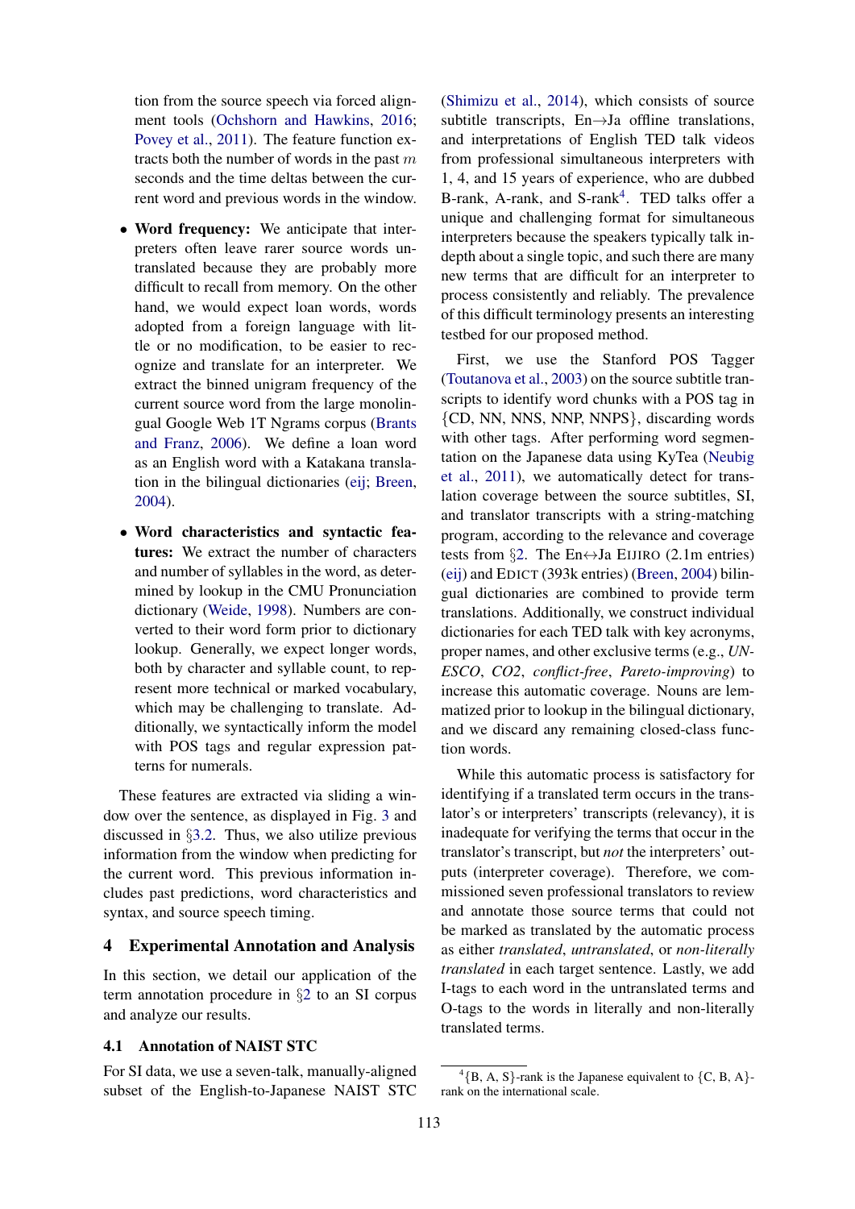tion from the source speech via forced alignment tools (Ochshorn and Hawkins, 2016; Povey et al., 2011). The feature function extracts both the number of words in the past $m$ seconds and the time deltas between the current word and previous words in the window.

- **Word frequency:** We anticipate that interpreters often leave rarer source words untranslated because they are probably more difficult to recall from memory. On the other hand, we would expect loan words, words adopted from a foreign language with little or no modification, to be easier to recognize and translate for an interpreter. We extract the binned unigram frequency of the current source word from the large monolingual Google Web 1T Ngrams corpus (Brants and Franz, 2006). We define a loan word as an English word with a Katakana translation in the bilingual dictionaries (eij; Breen, 2004).
- **Word characteristics and syntactic features:** We extract the number of characters and number of syllables in the word, as determined by lookup in the CMU Pronunciation dictionary (Weide, 1998). Numbers are converted to their word form prior to dictionary lookup. Generally, we expect longer words, both by character and syllable count, to represent more technical or marked vocabulary, which may be challenging to translate. Additionally, we syntactically inform the model with POS tags and regular expression patterns for numerals.

These features are extracted via sliding a window over the sentence, as displayed in Fig. 3 and discussed in §3.2. Thus, we also utilize previous information from the window when predicting for the current word. This previous information includes past predictions, word characteristics and syntax, and source speech timing.

## 4 Experimental Annotation and Analysis

In this section, we detail our application of the term annotation procedure in §2 to an SI corpus and analyze our results.

### 4.1 Annotation of NAIST STC

For SI data, we use a seven-talk, manually-aligned subset of the English-to-Japanese NAIST STC (Shimizu et al., 2014), which consists of source subtitle transcripts, En→Ja offline translations, and interpretations of English TED talk videos from professional simultaneous interpreters with 1, 4, and 15 years of experience, who are dubbed B-rank, A-rank, and S-rank[4]. TED talks offer a unique and challenging format for simultaneous interpreters because the speakers typically talk in-depth about a single topic, and such there are many new terms that are difficult for an interpreter to process consistently and reliably. The prevalence of this difficult terminology presents an interesting testbed for our proposed method.

First, we use the Stanford POS Tagger (Toutanova et al., 2003) on the source subtitle transcripts to identify word chunks with a POS tag in {CD, NN, NNS, NNP, NNPS}, discarding words with other tags. After performing word segmentation on the Japanese data using KyTea (Neubig et al., 2011), we automatically detect for translation coverage between the source subtitles, SI, and translator transcripts with a string-matching program, according to the relevance and coverage tests from §2. The En↔Ja EIJIRO (2.1m entries) (eij) and EDICT (393k entries) (Breen, 2004) bilingual dictionaries are combined to provide term translations. Additionally, we construct individual dictionaries for each TED talk with key acronyms, proper names, and other exclusive terms (e.g., *UNESCO*, *CO2*, *conflict-free*, *Pareto-improving*) to increase this automatic coverage. Nouns are lemmatized prior to lookup in the bilingual dictionary, and we discard any remaining closed-class function words.

While this automatic process is satisfactory for identifying if a translated term occurs in the translator's or interpreters' transcripts (relevancy), it is inadequate for verifying the terms that occur in the translator's transcript, but *not* the interpreters' outputs (interpreter coverage). Therefore, we commissioned seven professional translators to review and annotate those source terms that could not be marked as translated by the automatic process as either *translated*, *untranslated*, or *non-literally translated* in each target sentence. Lastly, we add I-tags to each word in the untranslated terms and O-tags to the words in literally and non-literally translated terms.

[4] {B, A, S}-rank is the Japanese equivalent to {C, B, A}-rank on the international scale.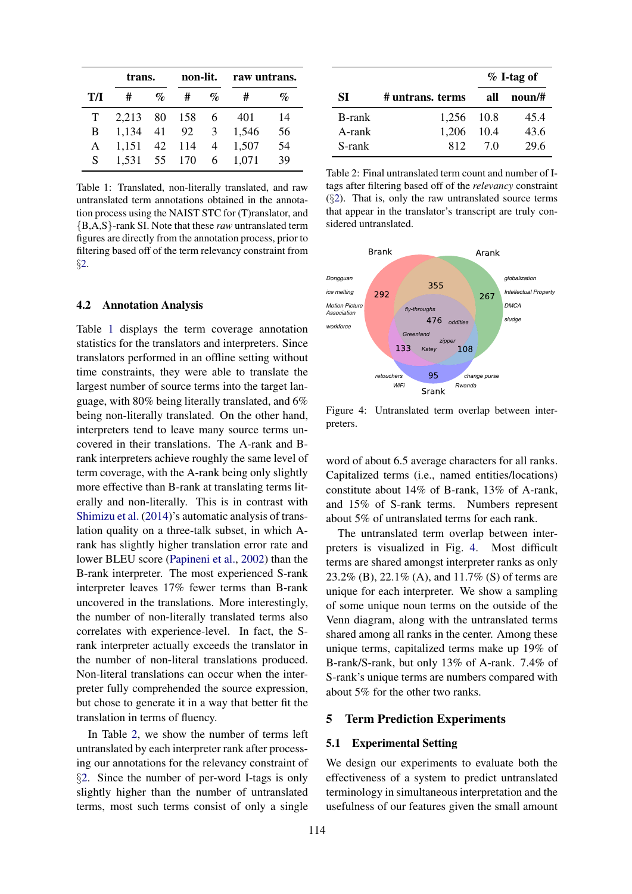| T/I | trans. # | trans. % | non-lit. # | non-lit. % | raw untrans. # | raw untrans. % |
|---|---|---|---|---|---|---|
| T | 2,213 | 80 | 158 | 6 | 401 | 14 |
| B | 1,134 | 41 | 92 | 3 | 1,546 | 56 |
| A | 1,151 | 42 | 114 | 4 | 1,507 | 54 |
| S | 1,531 | 55 | 170 | 6 | 1,071 | 39 |

Table 1: Translated, non-literally translated, and raw untranslated term annotations obtained in the annotation process using the NAIST STC for (T)ranslator, and {B,A,S}-rank SI. Note that these *raw* untranslated term figures are directly from the annotation process, prior to filtering based off of the term relevancy constraint from §2.

### 4.2 Annotation Analysis

Table 1 displays the term coverage annotation statistics for the translators and interpreters. Since translators performed in an offline setting without time constraints, they were able to translate the largest number of source terms into the target language, with 80% being literally translated, and 6% being non-literally translated. On the other hand, interpreters tend to leave many source terms uncovered in their translations. The A-rank and B-rank interpreters achieve roughly the same level of term coverage, with the A-rank being only slightly more effective than B-rank at translating terms literally and non-literally. This is in contrast with Shimizu et al. (2014)'s automatic analysis of translation quality on a three-talk subset, in which A-rank has slightly higher translation error rate and lower BLEU score (Papineni et al., 2002) than the B-rank interpreter. The most experienced S-rank interpreter leaves 17% fewer terms than B-rank uncovered in the translations. More interestingly, the number of non-literally translated terms also correlates with experience-level. In fact, the S-rank interpreter actually exceeds the translator in the number of non-literal translations produced. Non-literal translations can occur when the interpreter fully comprehended the source expression, but chose to generate it in a way that better fit the translation in terms of fluency.

In Table 2, we show the number of terms left untranslated by each interpreter rank after processing our annotations for the relevancy constraint of §2. Since the number of per-word I-tags is only slightly higher than the number of untranslated terms, most such terms consist of only a single word of about 6.5 average characters for all ranks. Capitalized terms (i.e., named entities/locations) constitute about 14% of B-rank, 13% of A-rank, and 15% of S-rank terms. Numbers represent about 5% of untranslated terms for each rank.

| SI | # untrans. terms | % I-tag of all | % I-tag of noun/# |
|---|---|---|---|
| B-rank | 1,256 | 10.8 | 45.4 |
| A-rank | 1,206 | 10.4 | 43.6 |
| S-rank | 812 | 7.0 | 29.6 |

Table 2: Final untranslated term count and number of I-tags after filtering based off of the *relevancy* constraint (§2). That is, only the raw untranslated source terms that appear in the translator's transcript are truly considered untranslated.

Figure 4: Untranslated term overlap between interpreters.

The untranslated term overlap between interpreters is visualized in Fig. 4. Most difficult terms are shared amongst interpreter ranks as only 23.2% (B), 22.1% (A), and 11.7% (S) of terms are unique for each interpreter. We show a sampling of some unique noun terms on the outside of the Venn diagram, along with the untranslated terms shared among all ranks in the center. Among these unique terms, capitalized terms make up 19% of B-rank/S-rank, but only 13% of A-rank. 7.4% of S-rank's unique terms are numbers compared with about 5% for the other two ranks.

## 5 Term Prediction Experiments

### 5.1 Experimental Setting

We design our experiments to evaluate both the effectiveness of a system to predict untranslated terminology in simultaneous interpretation and the usefulness of our features given the small amount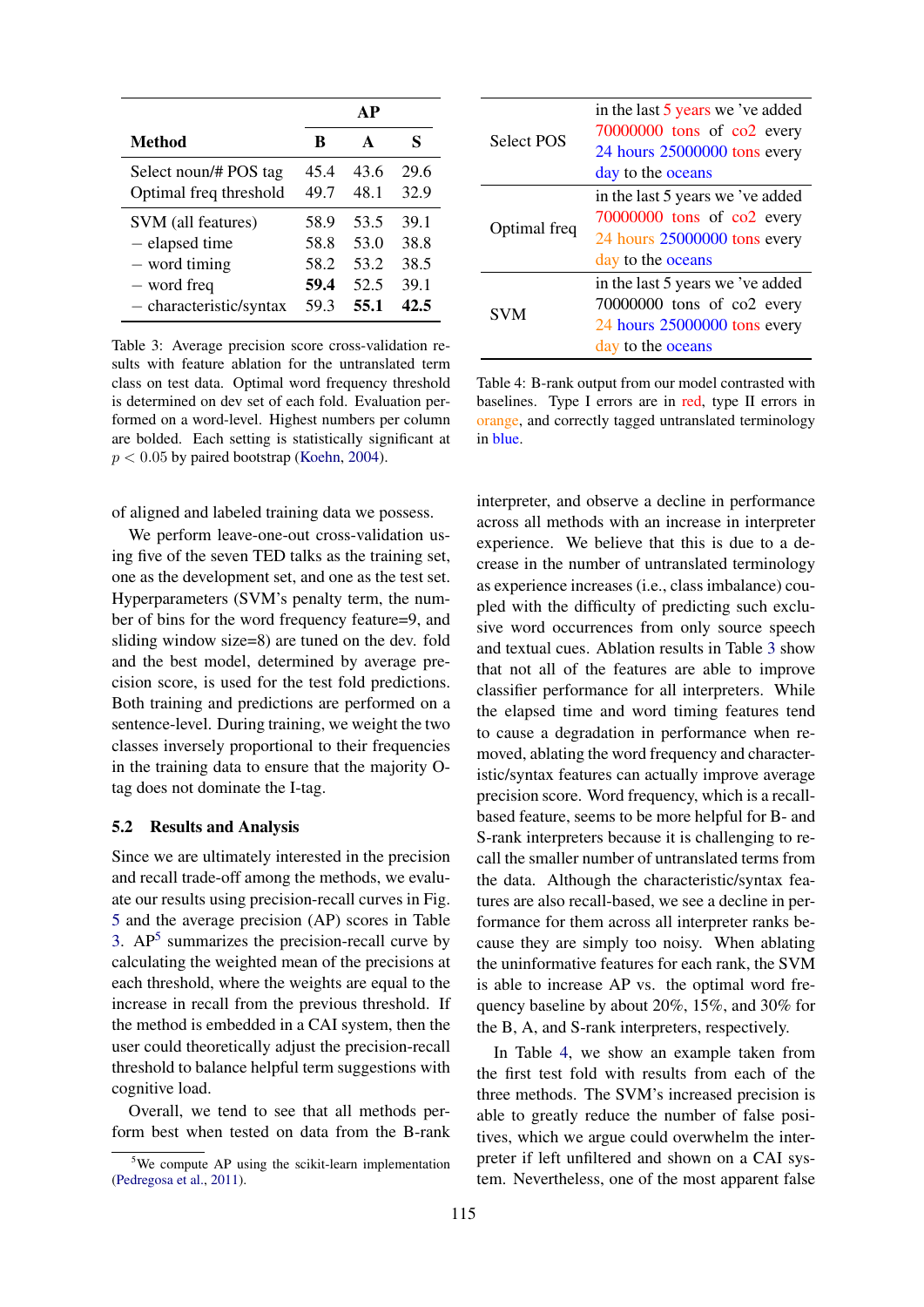| Method | AP | | |
|---|---|---|---|
| | B | A | S |
| Select noun/# POS tag | 45.4 | 43.6 | 29.6 |
| Optimal freq threshold | 49.7 | 48.1 | 32.9 |
| SVM (all features) | 58.9 | 53.5 | 39.1 |
| − elapsed time | 58.8 | 53.0 | 38.8 |
| − word timing | 58.2 | 53.2 | 38.5 |
| − word freq | **59.4** | 52.5 | 39.1 |
| − characteristic/syntax | 59.3 | **55.1** | **42.5** |

Table 3: Average precision score cross-validation results with feature ablation for the untranslated term class on test data. Optimal word frequency threshold is determined on dev set of each fold. Evaluation performed on a word-level. Highest numbers per column are bolded. Each setting is statistically significant at $p < 0.05$ by paired bootstrap (Koehn, 2004).

| | |
|---|---|
| Select POS | in the last 5 years we 've added 70000000 tons of co2 every 24 hours 25000000 tons every day to the oceans |
| Optimal freq | in the last 5 years we 've added 70000000 tons of co2 every 24 hours 25000000 tons every day to the oceans |
| SVM | in the last 5 years we 've added 70000000 tons of co2 every 24 hours 25000000 tons every day to the oceans |

Table 4: B-rank output from our model contrasted with baselines. Type I errors are in red, type II errors in orange, and correctly tagged untranslated terminology in blue.

of aligned and labeled training data we possess.

We perform leave-one-out cross-validation using five of the seven TED talks as the training set, one as the development set, and one as the test set. Hyperparameters (SVM's penalty term, the number of bins for the word frequency feature=9, and sliding window size=8) are tuned on the dev. fold and the best model, determined by average precision score, is used for the test fold predictions. Both training and predictions are performed on a sentence-level. During training, we weight the two classes inversely proportional to their frequencies in the training data to ensure that the majority O-tag does not dominate the I-tag.

### 5.2 Results and Analysis

Since we are ultimately interested in the precision and recall trade-off among the methods, we evaluate our results using precision-recall curves in Fig. 5 and the average precision (AP) scores in Table 3. AP[5] summarizes the precision-recall curve by calculating the weighted mean of the precisions at each threshold, where the weights are equal to the increase in recall from the previous threshold. If the method is embedded in a CAI system, then the user could theoretically adjust the precision-recall threshold to balance helpful term suggestions with cognitive load.

Overall, we tend to see that all methods perform best when tested on data from the B-rank interpreter, and observe a decline in performance across all methods with an increase in interpreter experience. We believe that this is due to a decrease in the number of untranslated terminology as experience increases (i.e., class imbalance) coupled with the difficulty of predicting such exclusive word occurrences from only source speech and textual cues. Ablation results in Table 3 show that not all of the features are able to improve classifier performance for all interpreters. While the elapsed time and word timing features tend to cause a degradation in performance when removed, ablating the word frequency and characteristic/syntax features can actually improve average precision score. Word frequency, which is a recall-based feature, seems to be more helpful for B- and S-rank interpreters because it is challenging to recall the smaller number of untranslated terms from the data. Although the characteristic/syntax features are also recall-based, we see a decline in performance for them across all interpreter ranks because they are simply too noisy. When ablating the uninformative features for each rank, the SVM is able to increase AP vs. the optimal word frequency baseline by about 20%, 15%, and 30% for the B, A, and S-rank interpreters, respectively.

In Table 4, we show an example taken from the first test fold with results from each of the three methods. The SVM's increased precision is able to greatly reduce the number of false positives, which we argue could overwhelm the interpreter if left unfiltered and shown on a CAI system. Nevertheless, one of the most apparent false

[5] We compute AP using the scikit-learn implementation (Pedregosa et al., 2011).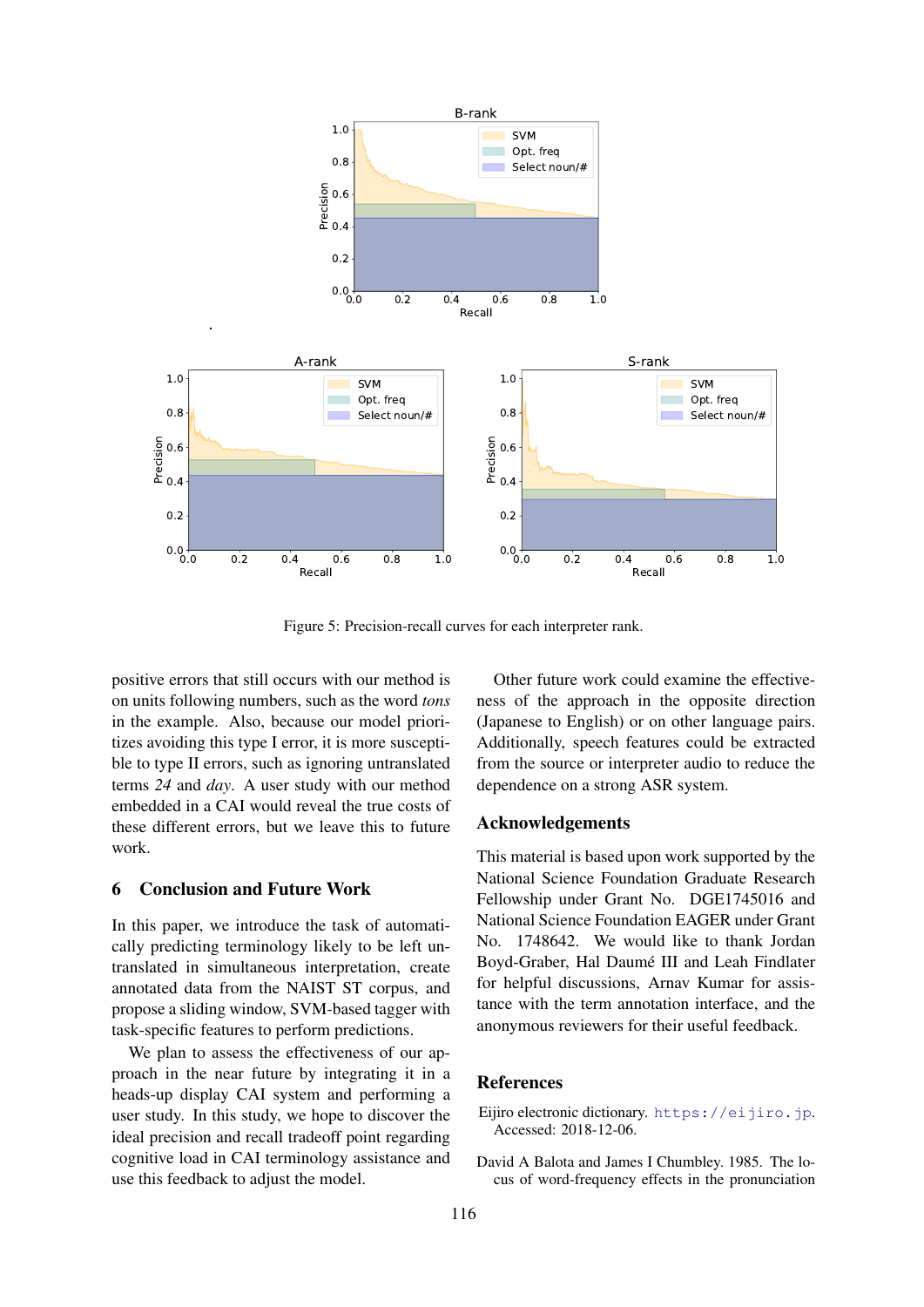Figure 5: Precision-recall curves for each interpreter rank.

positive errors that still occurs with our method is on units following numbers, such as the word *tons* in the example. Also, because our model prioritizes avoiding this type I error, it is more susceptible to type II errors, such as ignoring untranslated terms *24* and *day*. A user study with our method embedded in a CAI would reveal the true costs of these different errors, but we leave this to future work.

## 6 Conclusion and Future Work

In this paper, we introduce the task of automatically predicting terminology likely to be left untranslated in simultaneous interpretation, create annotated data from the NAIST ST corpus, and propose a sliding window, SVM-based tagger with task-specific features to perform predictions.

We plan to assess the effectiveness of our approach in the near future by integrating it in a heads-up display CAI system and performing a user study. In this study, we hope to discover the ideal precision and recall tradeoff point regarding cognitive load in CAI terminology assistance and use this feedback to adjust the model.

Other future work could examine the effectiveness of the approach in the opposite direction (Japanese to English) or on other language pairs. Additionally, speech features could be extracted from the source or interpreter audio to reduce the dependence on a strong ASR system.

## Acknowledgements

This material is based upon work supported by the National Science Foundation Graduate Research Fellowship under Grant No. DGE1745016 and National Science Foundation EAGER under Grant No. 1748642. We would like to thank Jordan Boyd-Graber, Hal Daumé III and Leah Findlater for helpful discussions, Arnav Kumar for assistance with the term annotation interface, and the anonymous reviewers for their useful feedback.

## References

Eijiro electronic dictionary. https://eijiro.jp. Accessed: 2018-12-06.

David A Balota and James I Chumbley. 1985. The locus of word-frequency effects in the pronunciation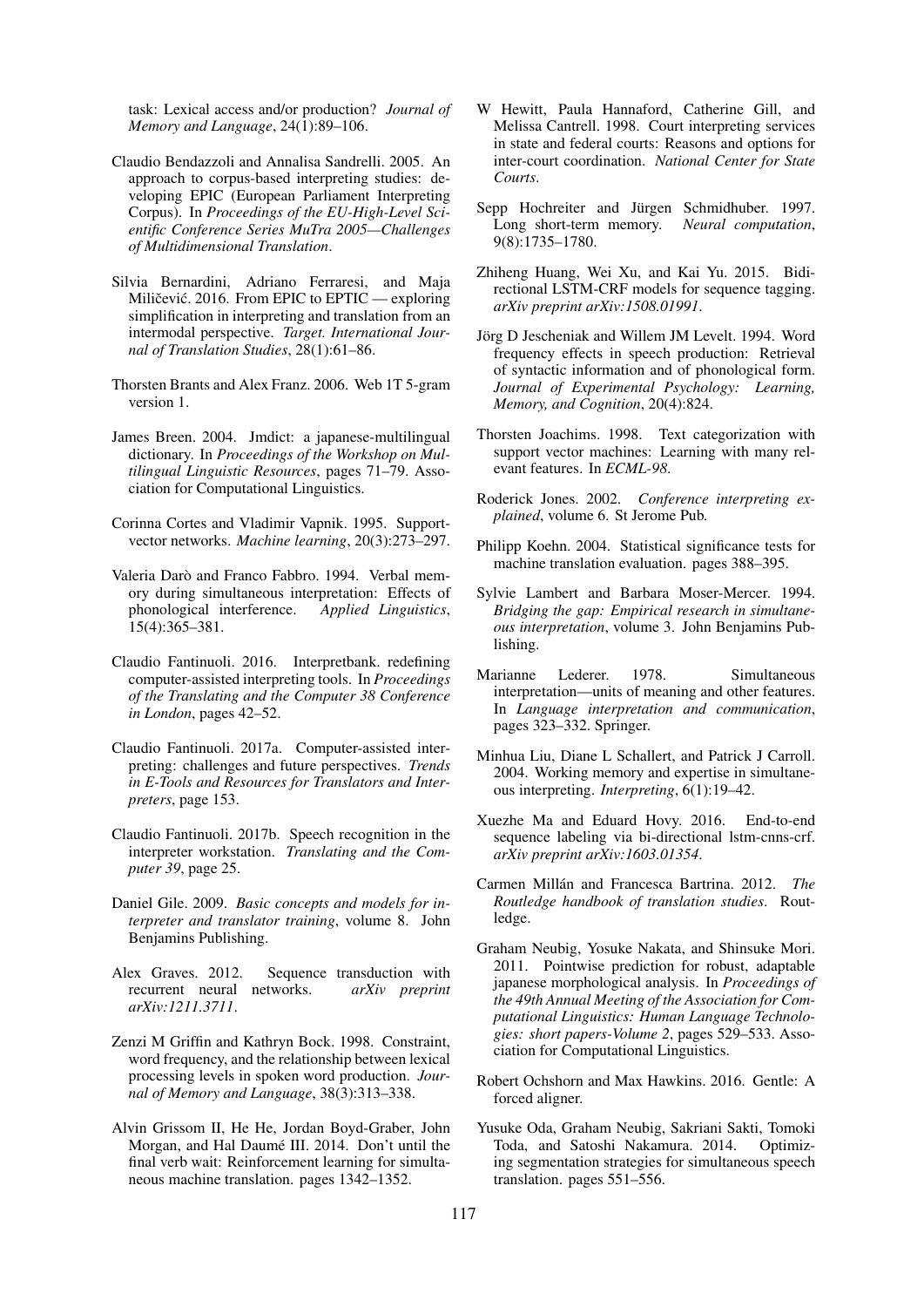task: Lexical access and/or production? *Journal of Memory and Language*, 24(1):89–106.

Claudio Bendazzoli and Annalisa Sandrelli. 2005. An approach to corpus-based interpreting studies: developing EPIC (European Parliament Interpreting Corpus). In *Proceedings of the EU-High-Level Scientific Conference Series MuTra 2005—Challenges of Multidimensional Translation*.

Silvia Bernardini, Adriano Ferraresi, and Maja Miličević. 2016. From EPIC to EPTIC — exploring simplification in interpreting and translation from an intermodal perspective. *Target. International Journal of Translation Studies*, 28(1):61–86.

Thorsten Brants and Alex Franz. 2006. Web 1T 5-gram version 1.

James Breen. 2004. Jmdict: a japanese-multilingual dictionary. In *Proceedings of the Workshop on Multilingual Linguistic Resources*, pages 71–79. Association for Computational Linguistics.

Corinna Cortes and Vladimir Vapnik. 1995. Support-vector networks. *Machine learning*, 20(3):273–297.

Valeria Darò and Franco Fabbro. 1994. Verbal memory during simultaneous interpretation: Effects of phonological interference. *Applied Linguistics*, 15(4):365–381.

Claudio Fantinuoli. 2016. Interpretbank. redefining computer-assisted interpreting tools. In *Proceedings of the Translating and the Computer 38 Conference in London*, pages 42–52.

Claudio Fantinuoli. 2017a. Computer-assisted interpreting: challenges and future perspectives. *Trends in E-Tools and Resources for Translators and Interpreters*, page 153.

Claudio Fantinuoli. 2017b. Speech recognition in the interpreter workstation. *Translating and the Computer 39*, page 25.

Daniel Gile. 2009. *Basic concepts and models for interpreter and translator training*, volume 8. John Benjamins Publishing.

Alex Graves. 2012. Sequence transduction with recurrent neural networks. *arXiv preprint arXiv:1211.3711*.

Zenzi M Griffin and Kathryn Bock. 1998. Constraint, word frequency, and the relationship between lexical processing levels in spoken word production. *Journal of Memory and Language*, 38(3):313–338.

Alvin Grissom II, He He, Jordan Boyd-Graber, John Morgan, and Hal Daumé III. 2014. Don't until the final verb wait: Reinforcement learning for simultaneous machine translation. pages 1342–1352.

W Hewitt, Paula Hannaford, Catherine Gill, and Melissa Cantrell. 1998. Court interpreting services in state and federal courts: Reasons and options for inter-court coordination. *National Center for State Courts*.

Sepp Hochreiter and Jürgen Schmidhuber. 1997. Long short-term memory. *Neural computation*, 9(8):1735–1780.

Zhiheng Huang, Wei Xu, and Kai Yu. 2015. Bidirectional LSTM-CRF models for sequence tagging. *arXiv preprint arXiv:1508.01991*.

Jörg D Jescheniak and Willem JM Levelt. 1994. Word frequency effects in speech production: Retrieval of syntactic information and of phonological form. *Journal of Experimental Psychology: Learning, Memory, and Cognition*, 20(4):824.

Thorsten Joachims. 1998. Text categorization with support vector machines: Learning with many relevant features. In *ECML-98*.

Roderick Jones. 2002. *Conference interpreting explained*, volume 6. St Jerome Pub.

Philipp Koehn. 2004. Statistical significance tests for machine translation evaluation. pages 388–395.

Sylvie Lambert and Barbara Moser-Mercer. 1994. *Bridging the gap: Empirical research in simultaneous interpretation*, volume 3. John Benjamins Publishing.

Marianne Lederer. 1978. Simultaneous interpretation—units of meaning and other features. In *Language interpretation and communication*, pages 323–332. Springer.

Minhua Liu, Diane L Schallert, and Patrick J Carroll. 2004. Working memory and expertise in simultaneous interpreting. *Interpreting*, 6(1):19–42.

Xuezhe Ma and Eduard Hovy. 2016. End-to-end sequence labeling via bi-directional lstm-cnns-crf. *arXiv preprint arXiv:1603.01354*.

Carmen Millán and Francesca Bartrina. 2012. *The Routledge handbook of translation studies*. Routledge.

Graham Neubig, Yosuke Nakata, and Shinsuke Mori. 2011. Pointwise prediction for robust, adaptable japanese morphological analysis. In *Proceedings of the 49th Annual Meeting of the Association for Computational Linguistics: Human Language Technologies: short papers-Volume 2*, pages 529–533. Association for Computational Linguistics.

Robert Ochshorn and Max Hawkins. 2016. Gentle: A forced aligner.

Yusuke Oda, Graham Neubig, Sakriani Sakti, Tomoki Toda, and Satoshi Nakamura. 2014. Optimizing segmentation strategies for simultaneous speech translation. pages 551–556.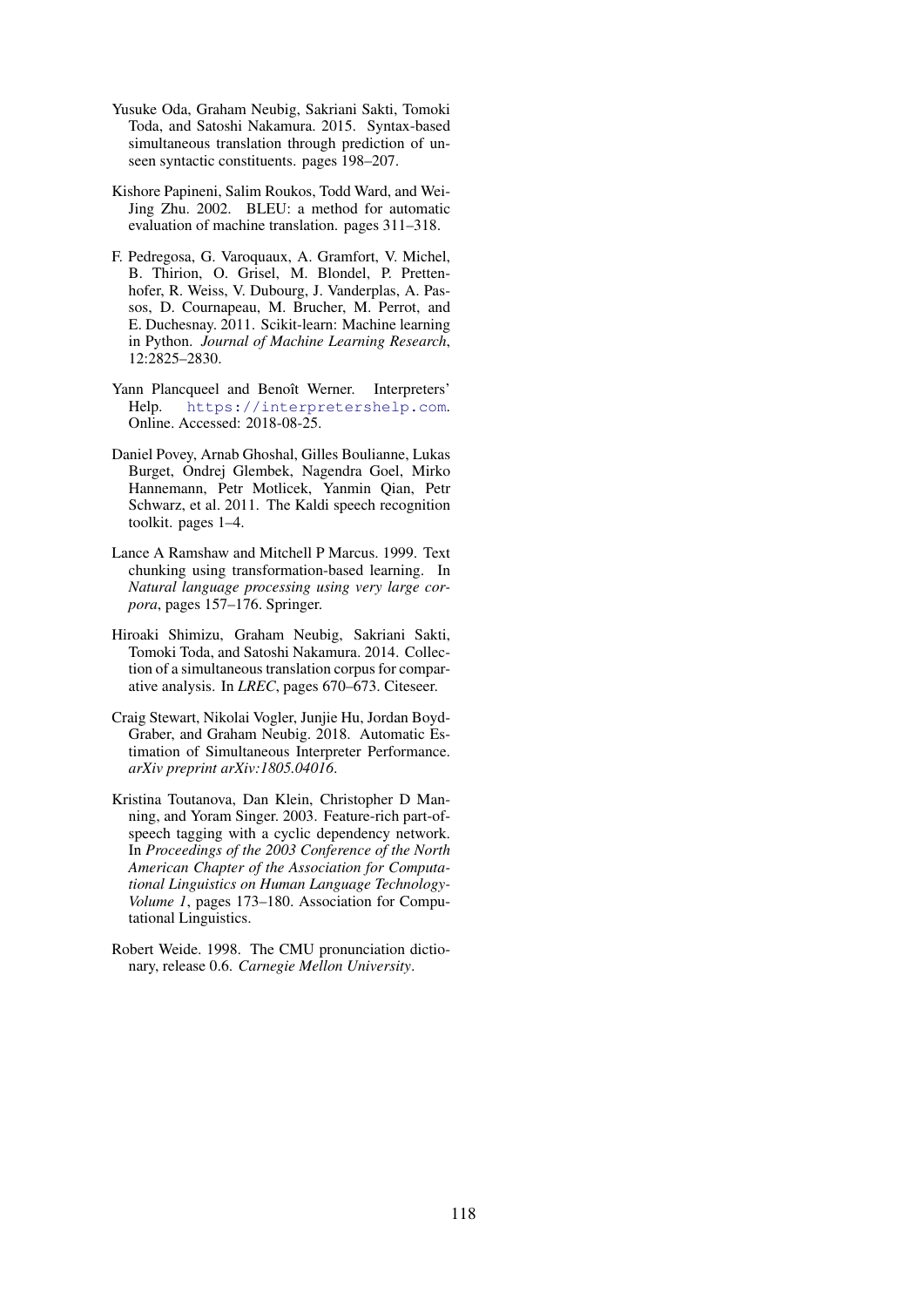Yusuke Oda, Graham Neubig, Sakriani Sakti, Tomoki Toda, and Satoshi Nakamura. 2015. Syntax-based simultaneous translation through prediction of unseen syntactic constituents. pages 198–207.

Kishore Papineni, Salim Roukos, Todd Ward, and Wei-Jing Zhu. 2002. BLEU: a method for automatic evaluation of machine translation. pages 311–318.

F. Pedregosa, G. Varoquaux, A. Gramfort, V. Michel, B. Thirion, O. Grisel, M. Blondel, P. Prettenhofer, R. Weiss, V. Dubourg, J. Vanderplas, A. Passos, D. Cournapeau, M. Brucher, M. Perrot, and E. Duchesnay. 2011. Scikit-learn: Machine learning in Python. *Journal of Machine Learning Research*, 12:2825–2830.

Yann Plancqueel and Benoît Werner. Interpreters' Help. https://interpretershelp.com. Online. Accessed: 2018-08-25.

Daniel Povey, Arnab Ghoshal, Gilles Boulianne, Lukas Burget, Ondrej Glembek, Nagendra Goel, Mirko Hannemann, Petr Motlicek, Yanmin Qian, Petr Schwarz, et al. 2011. The Kaldi speech recognition toolkit. pages 1–4.

Lance A Ramshaw and Mitchell P Marcus. 1999. Text chunking using transformation-based learning. In *Natural language processing using very large corpora*, pages 157–176. Springer.

Hiroaki Shimizu, Graham Neubig, Sakriani Sakti, Tomoki Toda, and Satoshi Nakamura. 2014. Collection of a simultaneous translation corpus for comparative analysis. In *LREC*, pages 670–673. Citeseer.

Craig Stewart, Nikolai Vogler, Junjie Hu, Jordan Boyd-Graber, and Graham Neubig. 2018. Automatic Estimation of Simultaneous Interpreter Performance. *arXiv preprint arXiv:1805.04016*.

Kristina Toutanova, Dan Klein, Christopher D Manning, and Yoram Singer. 2003. Feature-rich part-of-speech tagging with a cyclic dependency network. In *Proceedings of the 2003 Conference of the North American Chapter of the Association for Computational Linguistics on Human Language Technology-Volume 1*, pages 173–180. Association for Computational Linguistics.

Robert Weide. 1998. The CMU pronunciation dictionary, release 0.6. *Carnegie Mellon University*.